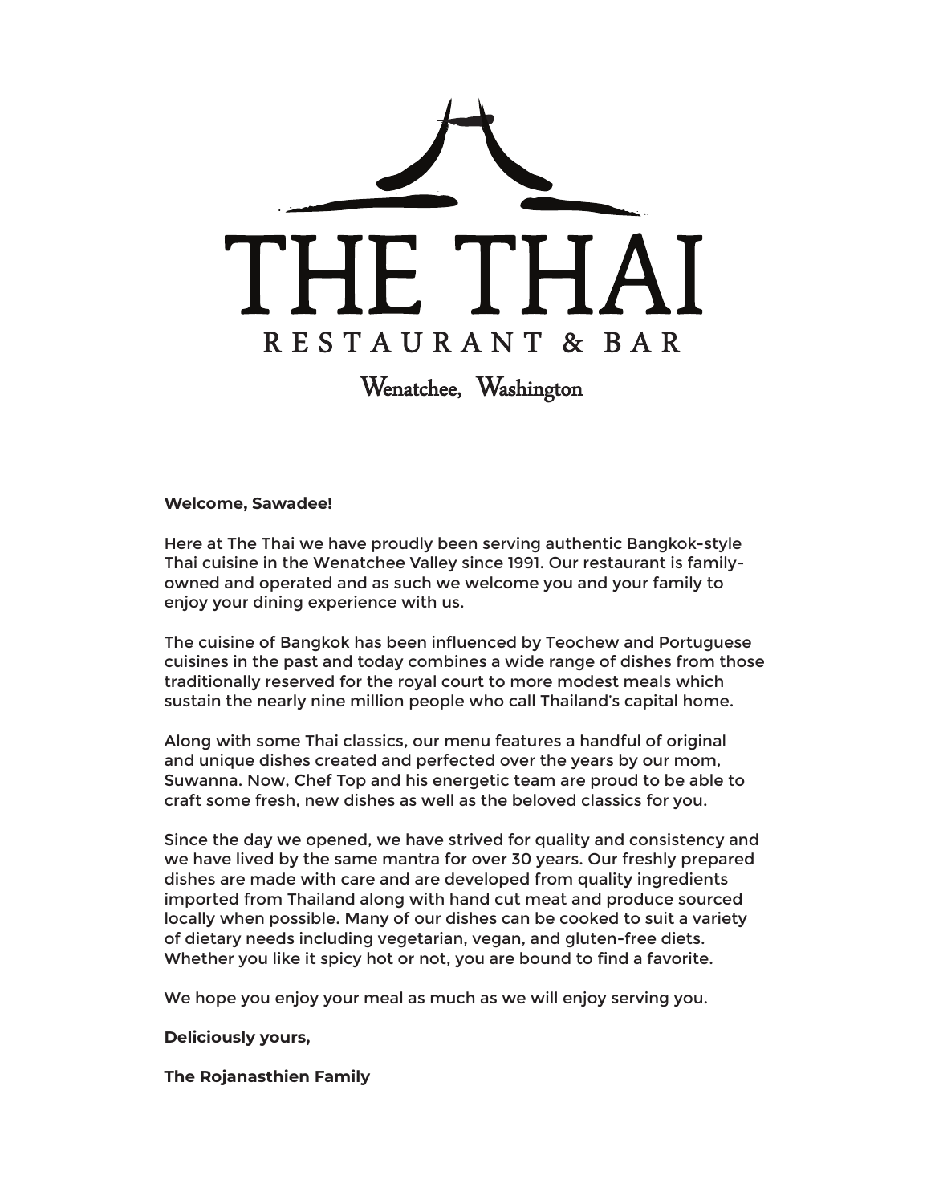# THE THAI

## RESTAURANT & BAR

### Wenatchee, Washington

**Welcome, Sawadee!**

Here at The Thai we have proudly been serving authentic Bangkok-style Thai cuisine in the Wenatchee Valley since 1991. Our restaurant is family-owned and operated and as such we welcome you and your family to enjoy your dining experience with us.

The cuisine of Bangkok has been influenced by Teochew and Portuguese cuisines in the past and today combines a wide range of dishes from those traditionally reserved for the royal court to more modest meals which sustain the nearly nine million people who call Thailand's capital home.

Along with some Thai classics, our menu features a handful of original and unique dishes created and perfected over the years by our mom, Suwanna. Now, Chef Top and his energetic team are proud to be able to craft some fresh, new dishes as well as the beloved classics for you.

Since the day we opened, we have strived for quality and consistency and we have lived by the same mantra for over 30 years. Our freshly prepared dishes are made with care and are developed from quality ingredients imported from Thailand along with hand cut meat and produce sourced locally when possible. Many of our dishes can be cooked to suit a variety of dietary needs including vegetarian, vegan, and gluten-free diets. Whether you like it spicy hot or not, you are bound to find a favorite.

We hope you enjoy your meal as much as we will enjoy serving you.

**Deliciously yours,**

**The Rojanasthien Family**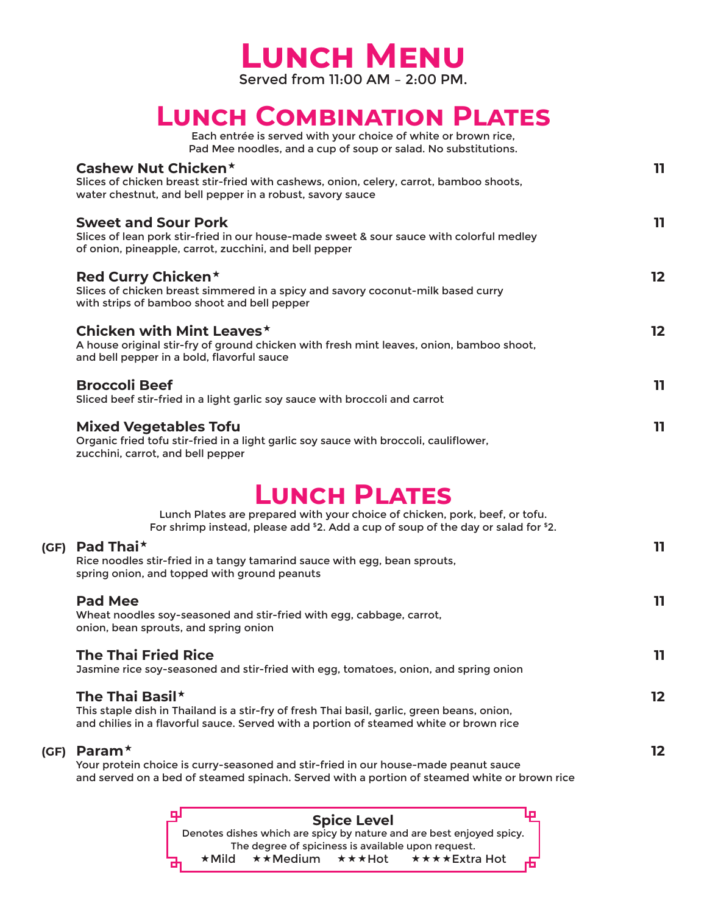# Lunch Menu

Served from 11:00 AM – 2:00 PM.

## Lunch Combination Plates

Each entrée is served with your choice of white or brown rice, Pad Mee noodles, and a cup of soup or salad. No substitutions.

**Cashew Nut Chicken★** — 11
Slices of chicken breast stir-fried with cashews, onion, celery, carrot, bamboo shoots, water chestnut, and bell pepper in a robust, savory sauce

**Sweet and Sour Pork** — 11
Slices of lean pork stir-fried in our house-made sweet & sour sauce with colorful medley of onion, pineapple, carrot, zucchini, and bell pepper

**Red Curry Chicken★** — 12
Slices of chicken breast simmered in a spicy and savory coconut-milk based curry with strips of bamboo shoot and bell pepper

**Chicken with Mint Leaves★** — 12
A house original stir-fry of ground chicken with fresh mint leaves, onion, bamboo shoot, and bell pepper in a bold, flavorful sauce

**Broccoli Beef** — 11
Sliced beef stir-fried in a light garlic soy sauce with broccoli and carrot

**Mixed Vegetables Tofu** — 11
Organic fried tofu stir-fried in a light garlic soy sauce with broccoli, cauliflower, zucchini, carrot, and bell pepper

## Lunch Plates

Lunch Plates are prepared with your choice of chicken, pork, beef, or tofu. For shrimp instead, please add $2. Add a cup of soup of the day or salad for $2.

(GF) **Pad Thai★** — 11
Rice noodles stir-fried in a tangy tamarind sauce with egg, bean sprouts, spring onion, and topped with ground peanuts

**Pad Mee** — 11
Wheat noodles soy-seasoned and stir-fried with egg, cabbage, carrot, onion, bean sprouts, and spring onion

**The Thai Fried Rice** — 11
Jasmine rice soy-seasoned and stir-fried with egg, tomatoes, onion, and spring onion

**The Thai Basil★** — 12
This staple dish in Thailand is a stir-fry of fresh Thai basil, garlic, green beans, onion, and chilies in a flavorful sauce. Served with a portion of steamed white or brown rice

(GF) **Param★** — 12
Your protein choice is curry-seasoned and stir-fried in our house-made peanut sauce and served on a bed of steamed spinach. Served with a portion of steamed white or brown rice

**Spice Level**
Denotes dishes which are spicy by nature and are best enjoyed spicy. The degree of spiciness is available upon request.
★Mild ★★Medium ★★★Hot ★★★★Extra Hot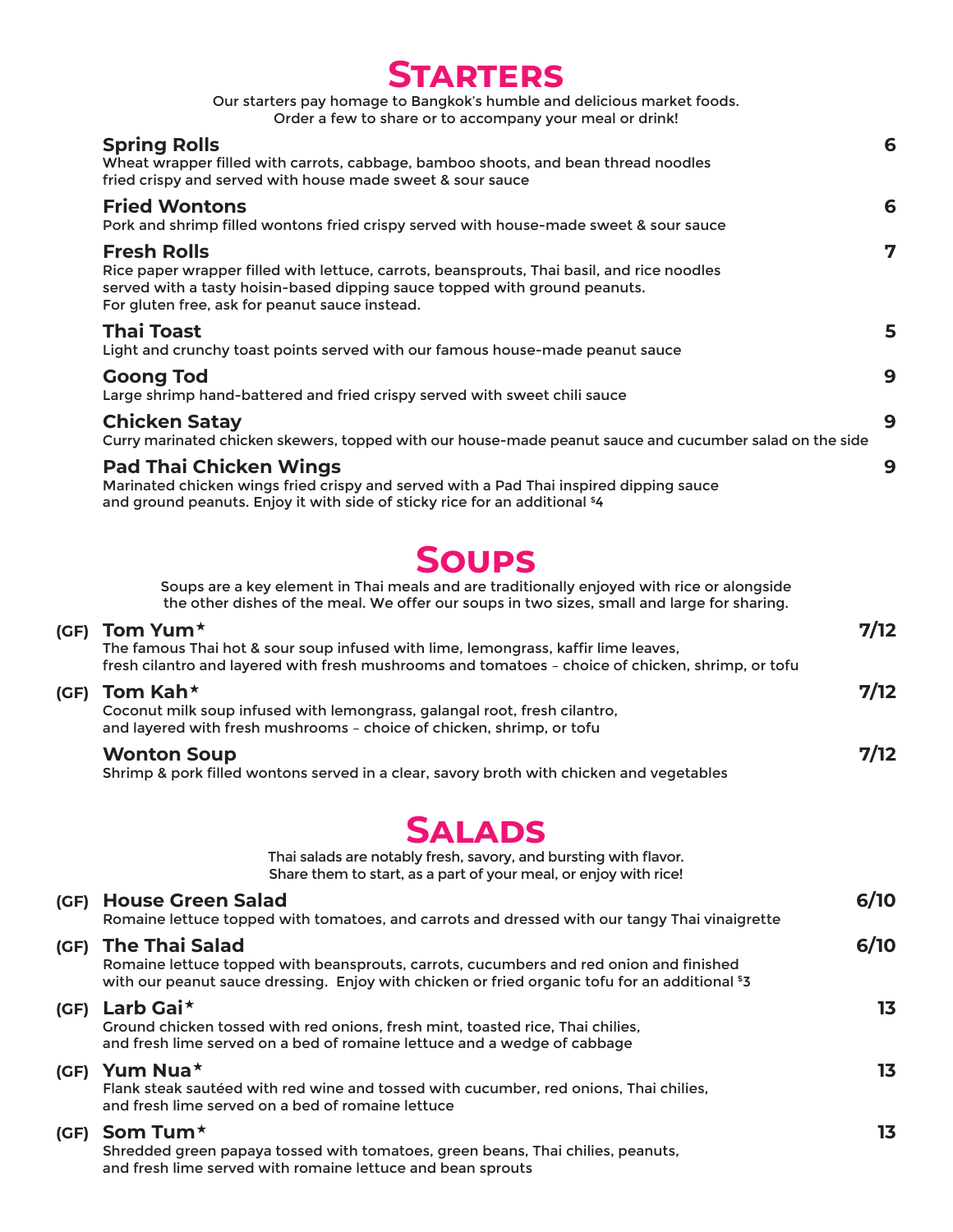# STARTERS

Our starters pay homage to Bangkok's humble and delicious market foods.
Order a few to share or to accompany your meal or drink!

**Spring Rolls** — **6**
Wheat wrapper filled with carrots, cabbage, bamboo shoots, and bean thread noodles fried crispy and served with house made sweet & sour sauce

**Fried Wontons** — **6**
Pork and shrimp filled wontons fried crispy served with house-made sweet & sour sauce

**Fresh Rolls** — **7**
Rice paper wrapper filled with lettuce, carrots, beansprouts, Thai basil, and rice noodles served with a tasty hoisin-based dipping sauce topped with ground peanuts.
For gluten free, ask for peanut sauce instead.

**Thai Toast** — **5**
Light and crunchy toast points served with our famous house-made peanut sauce

**Goong Tod** — **9**
Large shrimp hand-battered and fried crispy served with sweet chili sauce

**Chicken Satay** — **9**
Curry marinated chicken skewers, topped with our house-made peanut sauce and cucumber salad on the side

**Pad Thai Chicken Wings** — **9**
Marinated chicken wings fried crispy and served with a Pad Thai inspired dipping sauce and ground peanuts. Enjoy it with side of sticky rice for an additional $4

# SOUPS

Soups are a key element in Thai meals and are traditionally enjoyed with rice or alongside the other dishes of the meal. We offer our soups in two sizes, small and large for sharing.

(GF) **Tom Yum*** — **7/12**
The famous Thai hot & sour soup infused with lime, lemongrass, kaffir lime leaves, fresh cilantro and layered with fresh mushrooms and tomatoes – choice of chicken, shrimp, or tofu

(GF) **Tom Kah*** — **7/12**
Coconut milk soup infused with lemongrass, galangal root, fresh cilantro, and layered with fresh mushrooms – choice of chicken, shrimp, or tofu

**Wonton Soup** — **7/12**
Shrimp & pork filled wontons served in a clear, savory broth with chicken and vegetables

# SALADS

Thai salads are notably fresh, savory, and bursting with flavor.
Share them to start, as a part of your meal, or enjoy with rice!

(GF) **House Green Salad** — **6/10**
Romaine lettuce topped with tomatoes, and carrots and dressed with our tangy Thai vinaigrette

(GF) **The Thai Salad** — **6/10**
Romaine lettuce topped with beansprouts, carrots, cucumbers and red onion and finished with our peanut sauce dressing. Enjoy with chicken or fried organic tofu for an additional $3

(GF) **Larb Gai*** — **13**
Ground chicken tossed with red onions, fresh mint, toasted rice, Thai chilies, and fresh lime served on a bed of romaine lettuce and a wedge of cabbage

(GF) **Yum Nua*** — **13**
Flank steak sautéed with red wine and tossed with cucumber, red onions, Thai chilies, and fresh lime served on a bed of romaine lettuce

(GF) **Som Tum*** — **13**
Shredded green papaya tossed with tomatoes, green beans, Thai chilies, peanuts, and fresh lime served with romaine lettuce and bean sprouts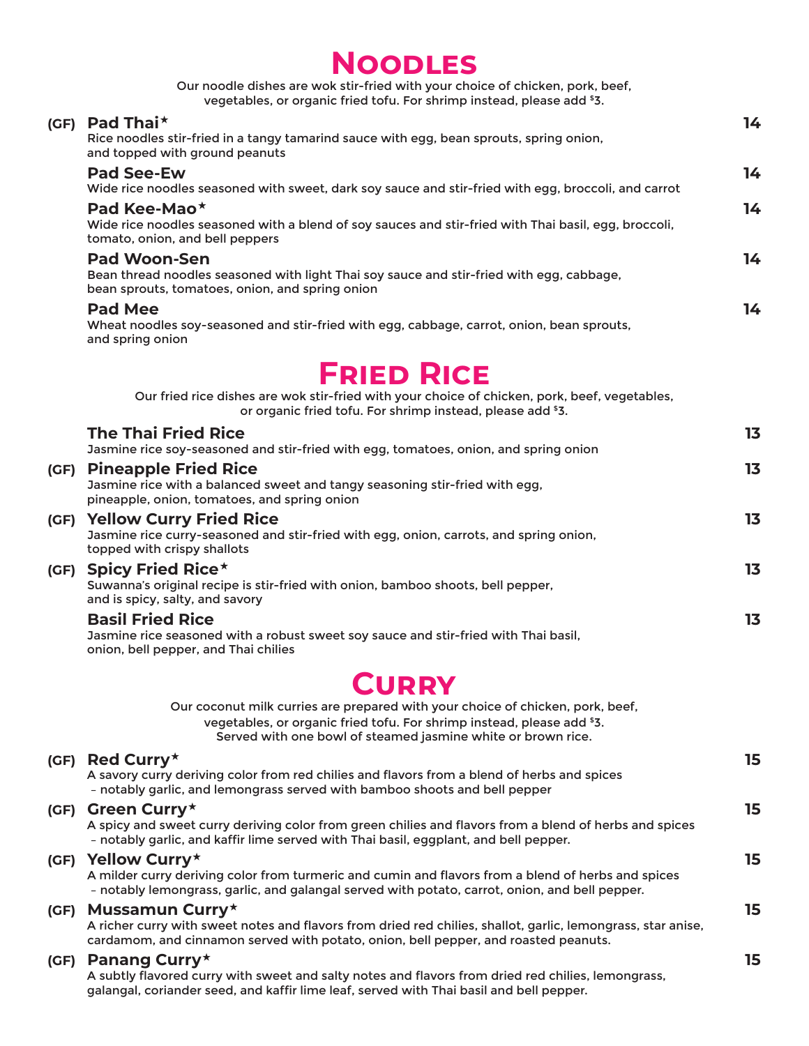# Noodles

Our noodle dishes are wok stir-fried with your choice of chicken, pork, beef, vegetables, or organic fried tofu. For shrimp instead, please add $3.

(GF) **Pad Thai★** — 14
Rice noodles stir-fried in a tangy tamarind sauce with egg, bean sprouts, spring onion, and topped with ground peanuts

**Pad See-Ew** — 14
Wide rice noodles seasoned with sweet, dark soy sauce and stir-fried with egg, broccoli, and carrot

**Pad Kee-Mao★** — 14
Wide rice noodles seasoned with a blend of soy sauces and stir-fried with Thai basil, egg, broccoli, tomato, onion, and bell peppers

**Pad Woon-Sen** — 14
Bean thread noodles seasoned with light Thai soy sauce and stir-fried with egg, cabbage, bean sprouts, tomatoes, onion, and spring onion

**Pad Mee** — 14
Wheat noodles soy-seasoned and stir-fried with egg, cabbage, carrot, onion, bean sprouts, and spring onion

# Fried Rice

Our fried rice dishes are wok stir-fried with your choice of chicken, pork, beef, vegetables, or organic fried tofu. For shrimp instead, please add $3.

**The Thai Fried Rice** — 13
Jasmine rice soy-seasoned and stir-fried with egg, tomatoes, onion, and spring onion

(GF) **Pineapple Fried Rice** — 13
Jasmine rice with a balanced sweet and tangy seasoning stir-fried with egg, pineapple, onion, tomatoes, and spring onion

(GF) **Yellow Curry Fried Rice** — 13
Jasmine rice curry-seasoned and stir-fried with egg, onion, carrots, and spring onion, topped with crispy shallots

(GF) **Spicy Fried Rice★** — 13
Suwanna's original recipe is stir-fried with onion, bamboo shoots, bell pepper, and is spicy, salty, and savory

**Basil Fried Rice** — 13
Jasmine rice seasoned with a robust sweet soy sauce and stir-fried with Thai basil, onion, bell pepper, and Thai chilies

# Curry

Our coconut milk curries are prepared with your choice of chicken, pork, beef, vegetables, or organic fried tofu. For shrimp instead, please add $3.
Served with one bowl of steamed jasmine white or brown rice.

(GF) **Red Curry★** — 15
A savory curry deriving color from red chilies and flavors from a blend of herbs and spices – notably garlic, and lemongrass served with bamboo shoots and bell pepper

(GF) **Green Curry★** — 15
A spicy and sweet curry deriving color from green chilies and flavors from a blend of herbs and spices – notably garlic, and kaffir lime served with Thai basil, eggplant, and bell pepper.

(GF) **Yellow Curry★** — 15
A milder curry deriving color from turmeric and cumin and flavors from a blend of herbs and spices – notably lemongrass, garlic, and galangal served with potato, carrot, onion, and bell pepper.

(GF) **Mussamun Curry★** — 15
A richer curry with sweet notes and flavors from dried red chilies, shallot, garlic, lemongrass, star anise, cardamom, and cinnamon served with potato, onion, bell pepper, and roasted peanuts.

(GF) **Panang Curry★** — 15
A subtly flavored curry with sweet and salty notes and flavors from dried red chilies, lemongrass, galangal, coriander seed, and kaffir lime leaf, served with Thai basil and bell pepper.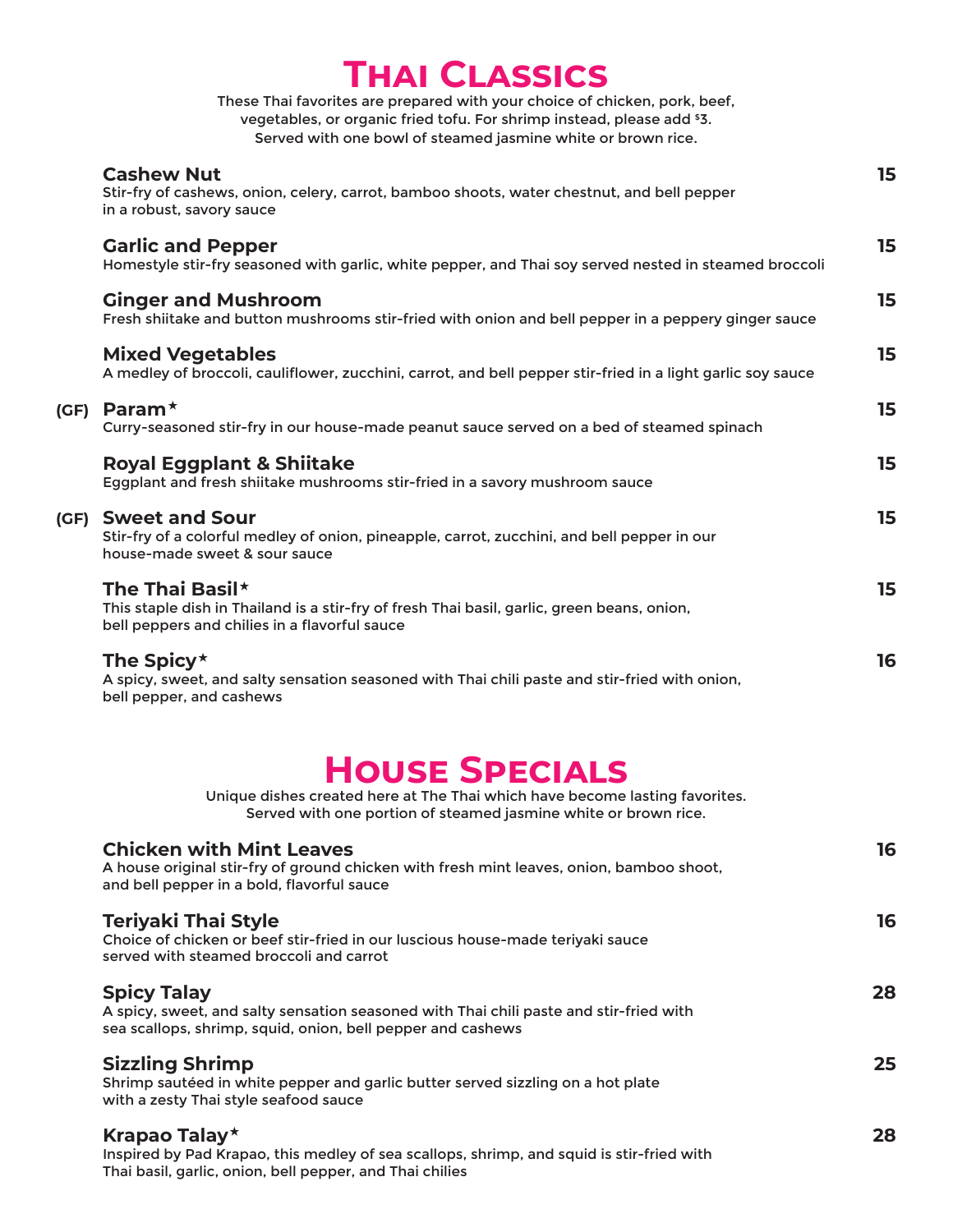# Thai Classics

These Thai favorites are prepared with your choice of chicken, pork, beef, vegetables, or organic fried tofu. For shrimp instead, please add $3. Served with one bowl of steamed jasmine white or brown rice.

**Cashew Nut** — 15
Stir-fry of cashews, onion, celery, carrot, bamboo shoots, water chestnut, and bell pepper in a robust, savory sauce

**Garlic and Pepper** — 15
Homestyle stir-fry seasoned with garlic, white pepper, and Thai soy served nested in steamed broccoli

**Ginger and Mushroom** — 15
Fresh shiitake and button mushrooms stir-fried with onion and bell pepper in a peppery ginger sauce

**Mixed Vegetables** — 15
A medley of broccoli, cauliflower, zucchini, carrot, and bell pepper stir-fried in a light garlic soy sauce

(GF) **Param★** — 15
Curry-seasoned stir-fry in our house-made peanut sauce served on a bed of steamed spinach

**Royal Eggplant & Shiitake** — 15
Eggplant and fresh shiitake mushrooms stir-fried in a savory mushroom sauce

(GF) **Sweet and Sour** — 15
Stir-fry of a colorful medley of onion, pineapple, carrot, zucchini, and bell pepper in our house-made sweet & sour sauce

**The Thai Basil★** — 15
This staple dish in Thailand is a stir-fry of fresh Thai basil, garlic, green beans, onion, bell peppers and chilies in a flavorful sauce

**The Spicy★** — 16
A spicy, sweet, and salty sensation seasoned with Thai chili paste and stir-fried with onion, bell pepper, and cashews

# House Specials

Unique dishes created here at The Thai which have become lasting favorites. Served with one portion of steamed jasmine white or brown rice.

**Chicken with Mint Leaves** — 16
A house original stir-fry of ground chicken with fresh mint leaves, onion, bamboo shoot, and bell pepper in a bold, flavorful sauce

**Teriyaki Thai Style** — 16
Choice of chicken or beef stir-fried in our luscious house-made teriyaki sauce served with steamed broccoli and carrot

**Spicy Talay** — 28
A spicy, sweet, and salty sensation seasoned with Thai chili paste and stir-fried with sea scallops, shrimp, squid, onion, bell pepper and cashews

**Sizzling Shrimp** — 25
Shrimp sautéed in white pepper and garlic butter served sizzling on a hot plate with a zesty Thai style seafood sauce

**Krapao Talay★** — 28
Inspired by Pad Krapao, this medley of sea scallops, shrimp, and squid is stir-fried with Thai basil, garlic, onion, bell pepper, and Thai chilies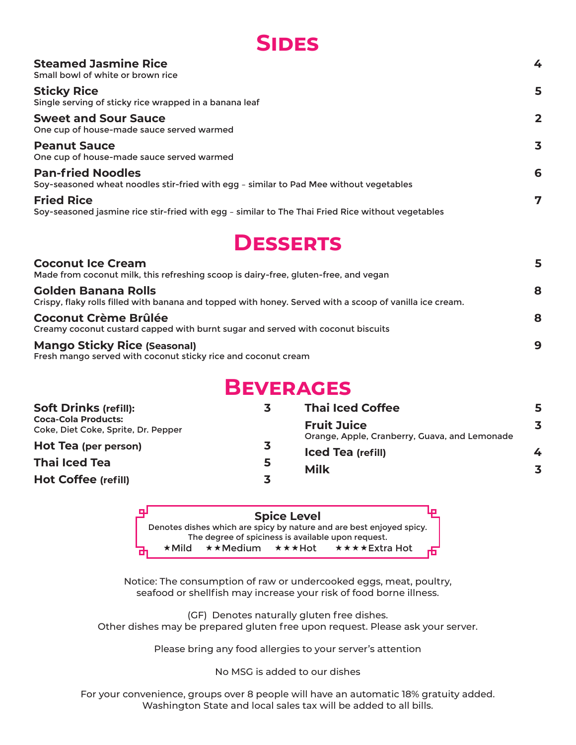# Sides

**Steamed Jasmine Rice** 4
Small bowl of white or brown rice

**Sticky Rice** 5
Single serving of sticky rice wrapped in a banana leaf

**Sweet and Sour Sauce** 2
One cup of house-made sauce served warmed

**Peanut Sauce** 3
One cup of house-made sauce served warmed

**Pan-fried Noodles** 6
Soy-seasoned wheat noodles stir-fried with egg – similar to Pad Mee without vegetables

**Fried Rice** 7
Soy-seasoned jasmine rice stir-fried with egg – similar to The Thai Fried Rice without vegetables

# Desserts

**Coconut Ice Cream** 5
Made from coconut milk, this refreshing scoop is dairy-free, gluten-free, and vegan

**Golden Banana Rolls** 8
Crispy, flaky rolls filled with banana and topped with honey. Served with a scoop of vanilla ice cream.

**Coconut Crème Brûlée** 8
Creamy coconut custard capped with burnt sugar and served with coconut biscuits

**Mango Sticky Rice (Seasonal)** 9
Fresh mango served with coconut sticky rice and coconut cream

# Beverages

**Soft Drinks (refill):** 3
**Coca-Cola Products:**
Coke, Diet Coke, Sprite, Dr. Pepper

**Hot Tea (per person)** 3

**Thai Iced Tea** 5

**Hot Coffee (refill)** 3

**Thai Iced Coffee** 5

**Fruit Juice** 3
Orange, Apple, Cranberry, Guava, and Lemonade

**Iced Tea (refill)** 4

**Milk** 3

**Spice Level**
Denotes dishes which are spicy by nature and are best enjoyed spicy.
The degree of spiciness is available upon request.
★Mild ★★Medium ★★★Hot ★★★★Extra Hot

Notice: The consumption of raw or undercooked eggs, meat, poultry, seafood or shellfish may increase your risk of food borne illness.

(GF) Denotes naturally gluten free dishes.
Other dishes may be prepared gluten free upon request. Please ask your server.

Please bring any food allergies to your server's attention

No MSG is added to our dishes

For your convenience, groups over 8 people will have an automatic 18% gratuity added.
Washington State and local sales tax will be added to all bills.